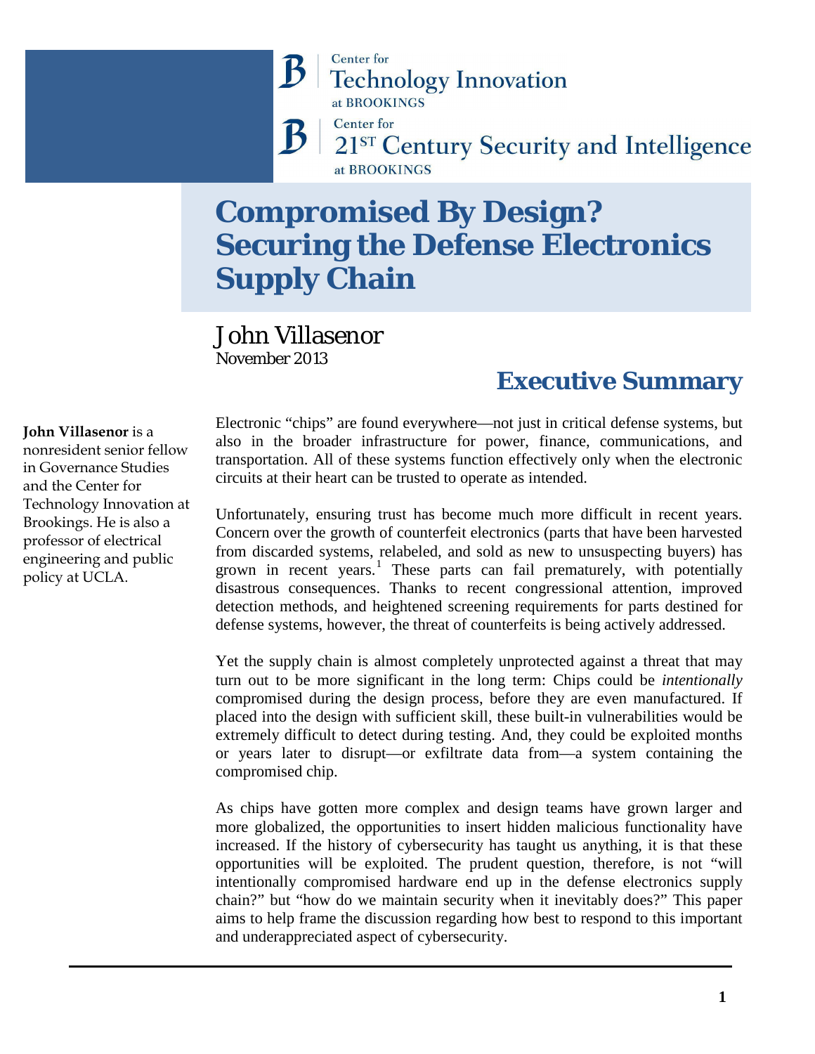Center for Technology Innovation at BROOKINGS

Center for 21ST Century Security and Intelligence at BROOKINGS

# Compromised By Design? Securing the Defense Electronics Supply Chain

John Villasenor

November 2013

**John Villasenor** is a nonresident senior fellow in Governance Studies and the Center for Technology Innovation at Brookings. He is also a professor of electrical engineering and public policy at UCLA.

## Executive Summary

Electronic "chips" are found everywhere—not just in critical defense systems, but also in the broader infrastructure for power, finance, communications, and transportation. All of these systems function effectively only when the electronic circuits at their heart can be trusted to operate as intended.

Unfortunately, ensuring trust has become much more difficult in recent years. Concern over the growth of counterfeit electronics (parts that have been harvested from discarded systems, relabeled, and sold as new to unsuspecting buyers) has grown in recent years.[1] These parts can fail prematurely, with potentially disastrous consequences. Thanks to recent congressional attention, improved detection methods, and heightened screening requirements for parts destined for defense systems, however, the threat of counterfeits is being actively addressed.

Yet the supply chain is almost completely unprotected against a threat that may turn out to be more significant in the long term: Chips could be *intentionally* compromised during the design process, before they are even manufactured. If placed into the design with sufficient skill, these built-in vulnerabilities would be extremely difficult to detect during testing. And, they could be exploited months or years later to disrupt—or exfiltrate data from—a system containing the compromised chip.

As chips have gotten more complex and design teams have grown larger and more globalized, the opportunities to insert hidden malicious functionality have increased. If the history of cybersecurity has taught us anything, it is that these opportunities will be exploited. The prudent question, therefore, is not "will intentionally compromised hardware end up in the defense electronics supply chain?" but "how do we maintain security when it inevitably does?" This paper aims to help frame the discussion regarding how best to respond to this important and underappreciated aspect of cybersecurity.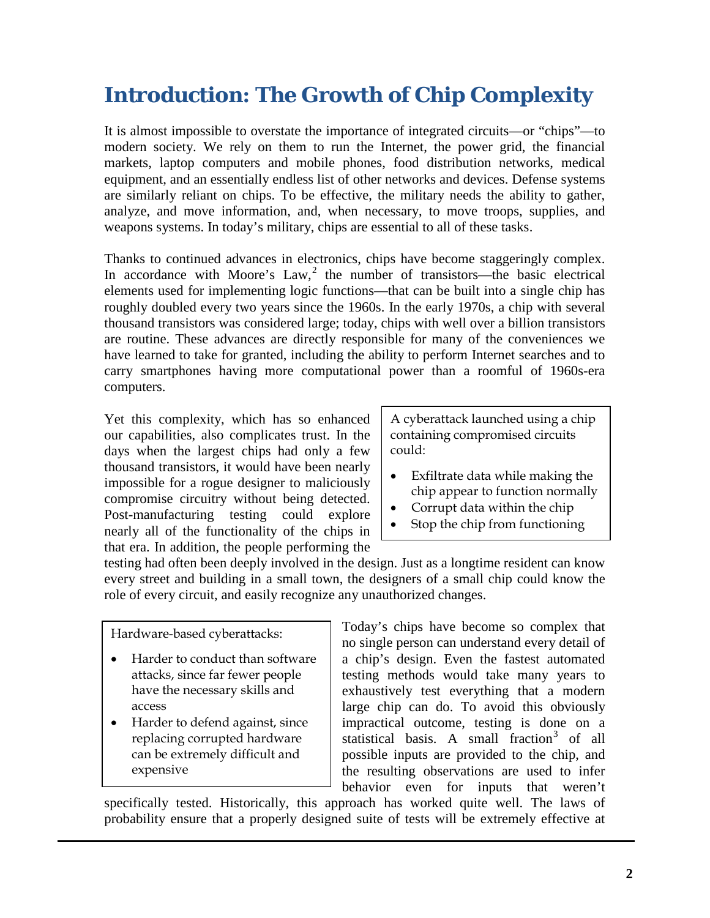# Introduction: The Growth of Chip Complexity

It is almost impossible to overstate the importance of integrated circuits—or "chips"—to modern society. We rely on them to run the Internet, the power grid, the financial markets, laptop computers and mobile phones, food distribution networks, medical equipment, and an essentially endless list of other networks and devices. Defense systems are similarly reliant on chips. To be effective, the military needs the ability to gather, analyze, and move information, and, when necessary, to move troops, supplies, and weapons systems. In today's military, chips are essential to all of these tasks.

Thanks to continued advances in electronics, chips have become staggeringly complex. In accordance with Moore's Law,[2] the number of transistors—the basic electrical elements used for implementing logic functions—that can be built into a single chip has roughly doubled every two years since the 1960s. In the early 1970s, a chip with several thousand transistors was considered large; today, chips with well over a billion transistors are routine. These advances are directly responsible for many of the conveniences we have learned to take for granted, including the ability to perform Internet searches and to carry smartphones having more computational power than a roomful of 1960s-era computers.

> A cyberattack launched using a chip containing compromised circuits could:
>
> - Exfiltrate data while making the chip appear to function normally
> - Corrupt data within the chip
> - Stop the chip from functioning

Yet this complexity, which has so enhanced our capabilities, also complicates trust. In the days when the largest chips had only a few thousand transistors, it would have been nearly impossible for a rogue designer to maliciously compromise circuitry without being detected. Post-manufacturing testing could explore nearly all of the functionality of the chips in that era. In addition, the people performing the testing had often been deeply involved in the design. Just as a longtime resident can know every street and building in a small town, the designers of a small chip could know the role of every circuit, and easily recognize any unauthorized changes.

> Hardware-based cyberattacks:
>
> - Harder to conduct than software attacks, since far fewer people have the necessary skills and access
> - Harder to defend against, since replacing corrupted hardware can be extremely difficult and expensive

Today's chips have become so complex that no single person can understand every detail of a chip's design. Even the fastest automated testing methods would take many years to exhaustively test everything that a modern large chip can do. To avoid this obviously impractical outcome, testing is done on a statistical basis. A small fraction[3] of all possible inputs are provided to the chip, and the resulting observations are used to infer behavior even for inputs that weren't specifically tested. Historically, this approach has worked quite well. The laws of probability ensure that a properly designed suite of tests will be extremely effective at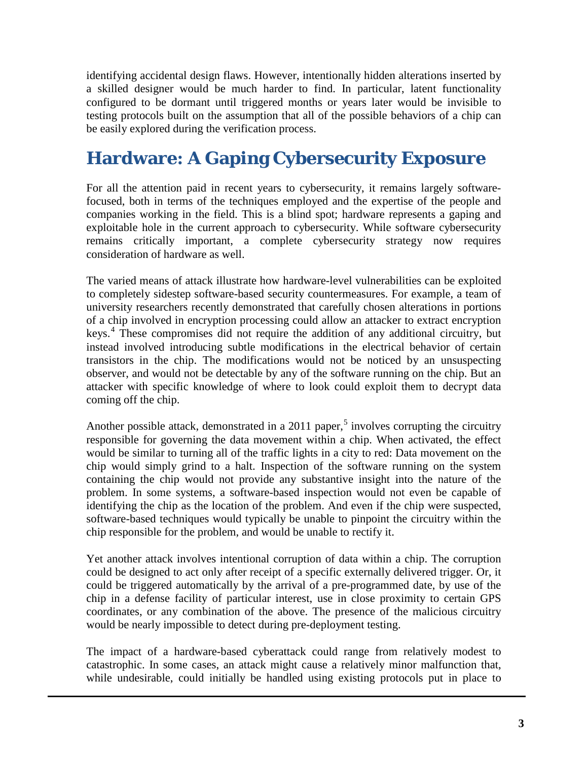identifying accidental design flaws. However, intentionally hidden alterations inserted by a skilled designer would be much harder to find. In particular, latent functionality configured to be dormant until triggered months or years later would be invisible to testing protocols built on the assumption that all of the possible behaviors of a chip can be easily explored during the verification process.

## Hardware: A Gaping Cybersecurity Exposure

For all the attention paid in recent years to cybersecurity, it remains largely software-focused, both in terms of the techniques employed and the expertise of the people and companies working in the field. This is a blind spot; hardware represents a gaping and exploitable hole in the current approach to cybersecurity. While software cybersecurity remains critically important, a complete cybersecurity strategy now requires consideration of hardware as well.

The varied means of attack illustrate how hardware-level vulnerabilities can be exploited to completely sidestep software-based security countermeasures. For example, a team of university researchers recently demonstrated that carefully chosen alterations in portions of a chip involved in encryption processing could allow an attacker to extract encryption keys.[4] These compromises did not require the addition of any additional circuitry, but instead involved introducing subtle modifications in the electrical behavior of certain transistors in the chip. The modifications would not be noticed by an unsuspecting observer, and would not be detectable by any of the software running on the chip. But an attacker with specific knowledge of where to look could exploit them to decrypt data coming off the chip.

Another possible attack, demonstrated in a 2011 paper,[5] involves corrupting the circuitry responsible for governing the data movement within a chip. When activated, the effect would be similar to turning all of the traffic lights in a city to red: Data movement on the chip would simply grind to a halt. Inspection of the software running on the system containing the chip would not provide any substantive insight into the nature of the problem. In some systems, a software-based inspection would not even be capable of identifying the chip as the location of the problem. And even if the chip were suspected, software-based techniques would typically be unable to pinpoint the circuitry within the chip responsible for the problem, and would be unable to rectify it.

Yet another attack involves intentional corruption of data within a chip. The corruption could be designed to act only after receipt of a specific externally delivered trigger. Or, it could be triggered automatically by the arrival of a pre-programmed date, by use of the chip in a defense facility of particular interest, use in close proximity to certain GPS coordinates, or any combination of the above. The presence of the malicious circuitry would be nearly impossible to detect during pre-deployment testing.

The impact of a hardware-based cyberattack could range from relatively modest to catastrophic. In some cases, an attack might cause a relatively minor malfunction that, while undesirable, could initially be handled using existing protocols put in place to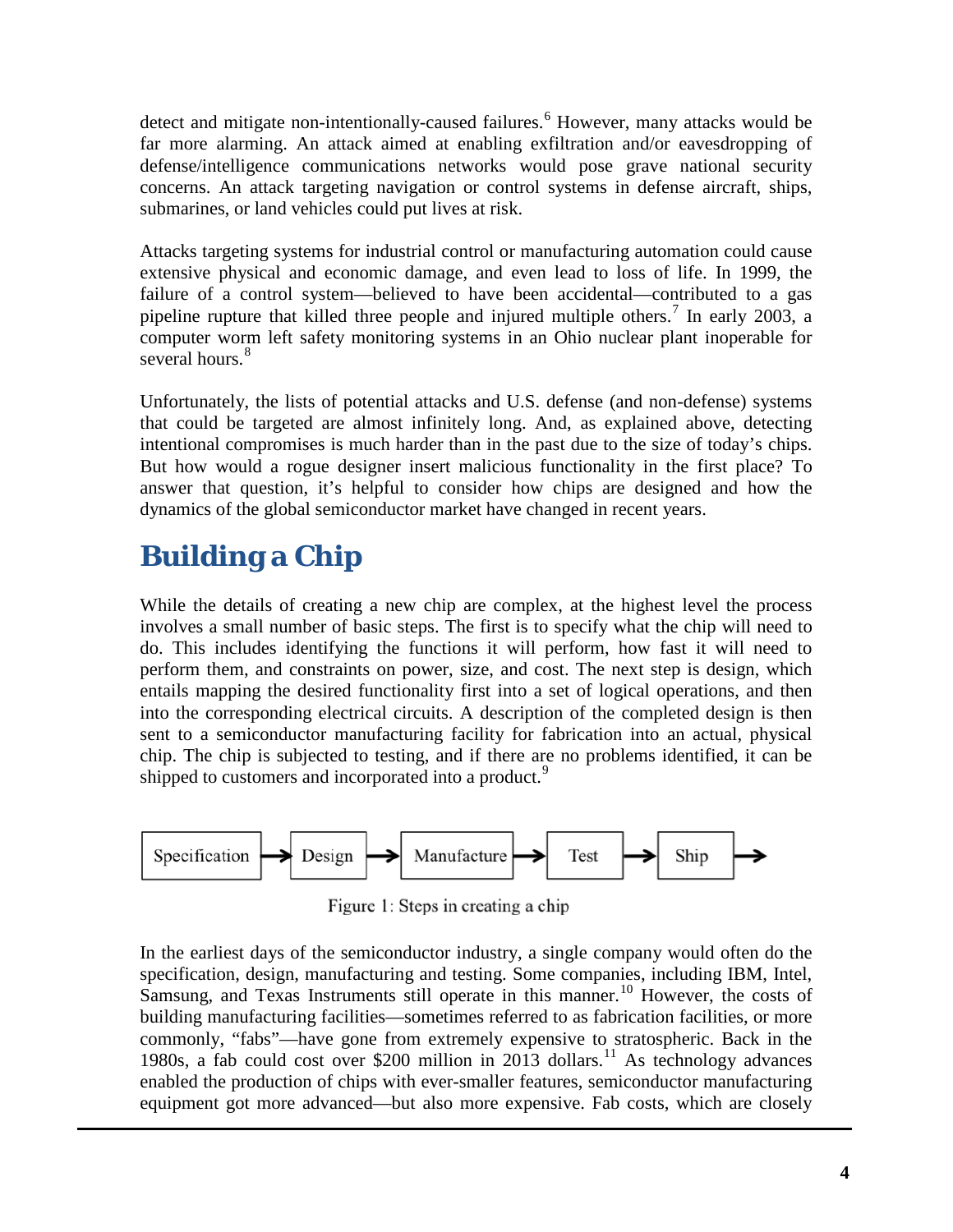detect and mitigate non-intentionally-caused failures.[6] However, many attacks would be far more alarming. An attack aimed at enabling exfiltration and/or eavesdropping of defense/intelligence communications networks would pose grave national security concerns. An attack targeting navigation or control systems in defense aircraft, ships, submarines, or land vehicles could put lives at risk.

Attacks targeting systems for industrial control or manufacturing automation could cause extensive physical and economic damage, and even lead to loss of life. In 1999, the failure of a control system—believed to have been accidental—contributed to a gas pipeline rupture that killed three people and injured multiple others.[7] In early 2003, a computer worm left safety monitoring systems in an Ohio nuclear plant inoperable for several hours.[8]

Unfortunately, the lists of potential attacks and U.S. defense (and non-defense) systems that could be targeted are almost infinitely long. And, as explained above, detecting intentional compromises is much harder than in the past due to the size of today's chips. But how would a rogue designer insert malicious functionality in the first place? To answer that question, it's helpful to consider how chips are designed and how the dynamics of the global semiconductor market have changed in recent years.

## Building a Chip

While the details of creating a new chip are complex, at the highest level the process involves a small number of basic steps. The first is to specify what the chip will need to do. This includes identifying the functions it will perform, how fast it will need to perform them, and constraints on power, size, and cost. The next step is design, which entails mapping the desired functionality first into a set of logical operations, and then into the corresponding electrical circuits. A description of the completed design is then sent to a semiconductor manufacturing facility for fabrication into an actual, physical chip. The chip is subjected to testing, and if there are no problems identified, it can be shipped to customers and incorporated into a product.[9]

Specification → Design → Manufacture → Test → Ship →

Figure 1: Steps in creating a chip

In the earliest days of the semiconductor industry, a single company would often do the specification, design, manufacturing and testing. Some companies, including IBM, Intel, Samsung, and Texas Instruments still operate in this manner.[10] However, the costs of building manufacturing facilities—sometimes referred to as fabrication facilities, or more commonly, "fabs"—have gone from extremely expensive to stratospheric. Back in the 1980s, a fab could cost over $200 million in 2013 dollars.[11] As technology advances enabled the production of chips with ever-smaller features, semiconductor manufacturing equipment got more advanced—but also more expensive. Fab costs, which are closely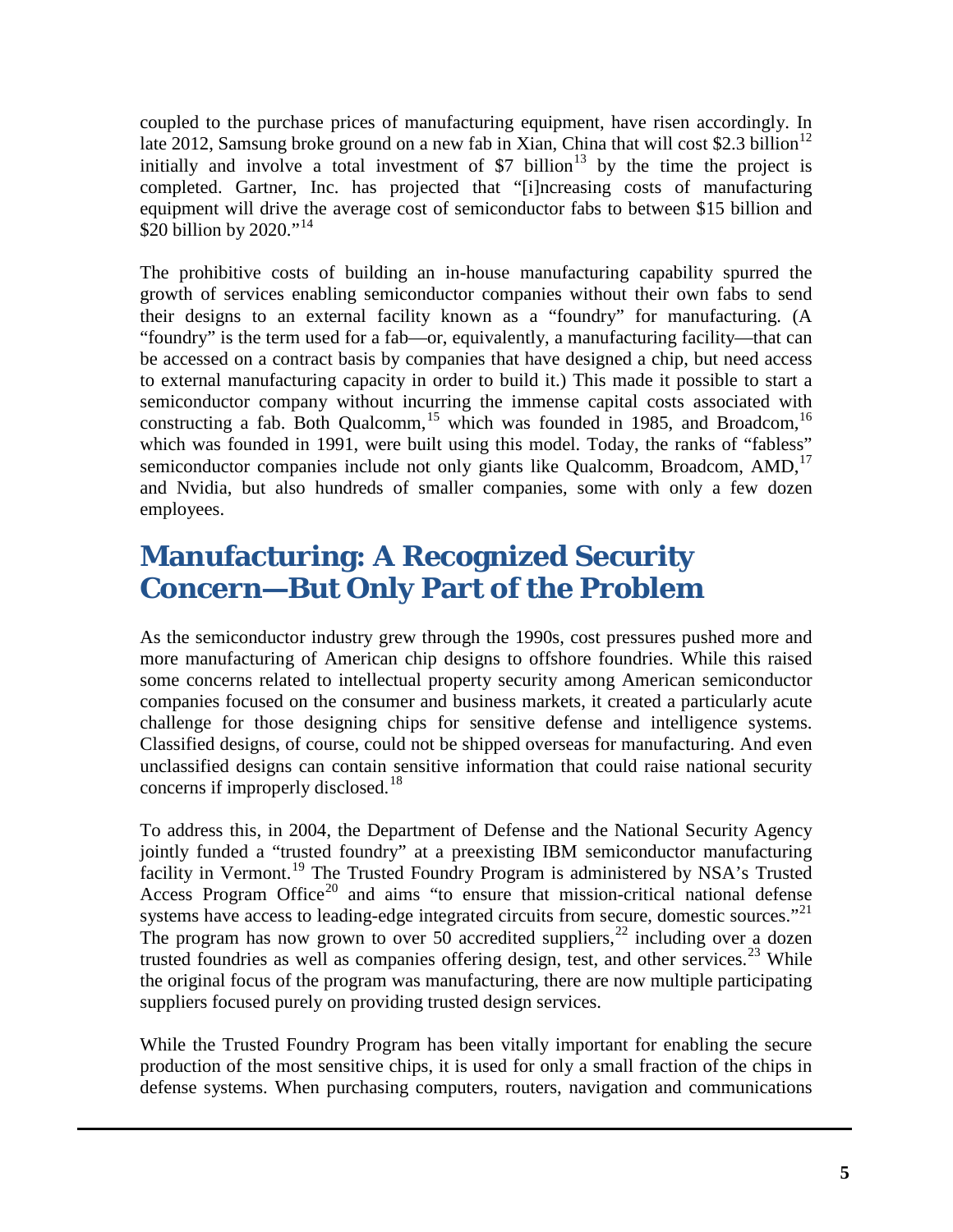coupled to the purchase prices of manufacturing equipment, have risen accordingly. In late 2012, Samsung broke ground on a new fab in Xian, China that will cost $2.3 billion[12] initially and involve a total investment of $7 billion[13] by the time the project is completed. Gartner, Inc. has projected that "[i]ncreasing costs of manufacturing equipment will drive the average cost of semiconductor fabs to between $15 billion and $20 billion by 2020."[14]

The prohibitive costs of building an in-house manufacturing capability spurred the growth of services enabling semiconductor companies without their own fabs to send their designs to an external facility known as a "foundry" for manufacturing. (A "foundry" is the term used for a fab—or, equivalently, a manufacturing facility—that can be accessed on a contract basis by companies that have designed a chip, but need access to external manufacturing capacity in order to build it.) This made it possible to start a semiconductor company without incurring the immense capital costs associated with constructing a fab. Both Qualcomm,[15] which was founded in 1985, and Broadcom,[16] which was founded in 1991, were built using this model. Today, the ranks of "fabless" semiconductor companies include not only giants like Qualcomm, Broadcom, AMD,[17] and Nvidia, but also hundreds of smaller companies, some with only a few dozen employees.

## Manufacturing: A Recognized Security Concern—But Only Part of the Problem

As the semiconductor industry grew through the 1990s, cost pressures pushed more and more manufacturing of American chip designs to offshore foundries. While this raised some concerns related to intellectual property security among American semiconductor companies focused on the consumer and business markets, it created a particularly acute challenge for those designing chips for sensitive defense and intelligence systems. Classified designs, of course, could not be shipped overseas for manufacturing. And even unclassified designs can contain sensitive information that could raise national security concerns if improperly disclosed.[18]

To address this, in 2004, the Department of Defense and the National Security Agency jointly funded a "trusted foundry" at a preexisting IBM semiconductor manufacturing facility in Vermont.[19] The Trusted Foundry Program is administered by NSA's Trusted Access Program Office[20] and aims "to ensure that mission-critical national defense systems have access to leading-edge integrated circuits from secure, domestic sources."[21] The program has now grown to over 50 accredited suppliers,[22] including over a dozen trusted foundries as well as companies offering design, test, and other services.[23] While the original focus of the program was manufacturing, there are now multiple participating suppliers focused purely on providing trusted design services.

While the Trusted Foundry Program has been vitally important for enabling the secure production of the most sensitive chips, it is used for only a small fraction of the chips in defense systems. When purchasing computers, routers, navigation and communications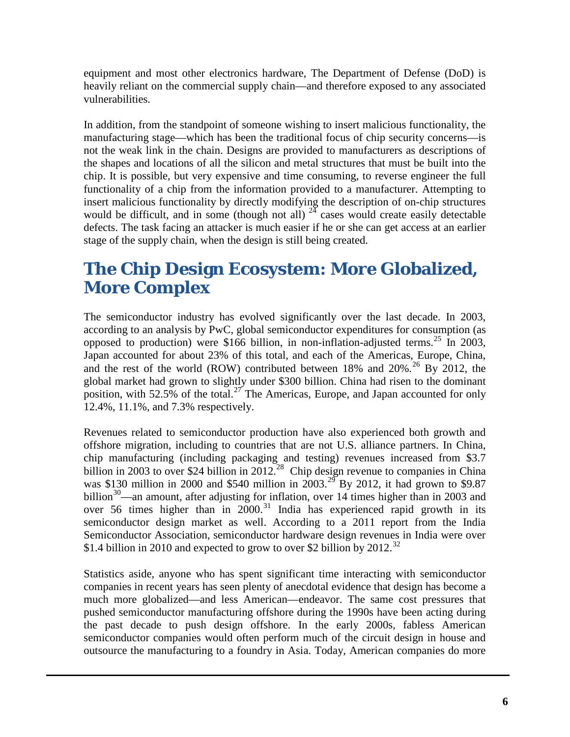equipment and most other electronics hardware, The Department of Defense (DoD) is heavily reliant on the commercial supply chain—and therefore exposed to any associated vulnerabilities.

In addition, from the standpoint of someone wishing to insert malicious functionality, the manufacturing stage—which has been the traditional focus of chip security concerns—is not the weak link in the chain. Designs are provided to manufacturers as descriptions of the shapes and locations of all the silicon and metal structures that must be built into the chip. It is possible, but very expensive and time consuming, to reverse engineer the full functionality of a chip from the information provided to a manufacturer. Attempting to insert malicious functionality by directly modifying the description of on-chip structures would be difficult, and in some (though not all) [24] cases would create easily detectable defects. The task facing an attacker is much easier if he or she can get access at an earlier stage of the supply chain, when the design is still being created.

## The Chip Design Ecosystem: More Globalized, More Complex

The semiconductor industry has evolved significantly over the last decade. In 2003, according to an analysis by PwC, global semiconductor expenditures for consumption (as opposed to production) were $166 billion, in non-inflation-adjusted terms.[25] In 2003, Japan accounted for about 23% of this total, and each of the Americas, Europe, China, and the rest of the world (ROW) contributed between 18% and 20%.[26] By 2012, the global market had grown to slightly under $300 billion. China had risen to the dominant position, with 52.5% of the total.[27] The Americas, Europe, and Japan accounted for only 12.4%, 11.1%, and 7.3% respectively.

Revenues related to semiconductor production have also experienced both growth and offshore migration, including to countries that are not U.S. alliance partners. In China, chip manufacturing (including packaging and testing) revenues increased from $3.7 billion in 2003 to over $24 billion in 2012.[28] Chip design revenue to companies in China was $130 million in 2000 and $540 million in 2003.[29] By 2012, it had grown to $9.87 billion[30]—an amount, after adjusting for inflation, over 14 times higher than in 2003 and over 56 times higher than in 2000.[31] India has experienced rapid growth in its semiconductor design market as well. According to a 2011 report from the India Semiconductor Association, semiconductor hardware design revenues in India were over $1.4 billion in 2010 and expected to grow to over $2 billion by 2012.[32]

Statistics aside, anyone who has spent significant time interacting with semiconductor companies in recent years has seen plenty of anecdotal evidence that design has become a much more globalized—and less American—endeavor. The same cost pressures that pushed semiconductor manufacturing offshore during the 1990s have been acting during the past decade to push design offshore. In the early 2000s, fabless American semiconductor companies would often perform much of the circuit design in house and outsource the manufacturing to a foundry in Asia. Today, American companies do more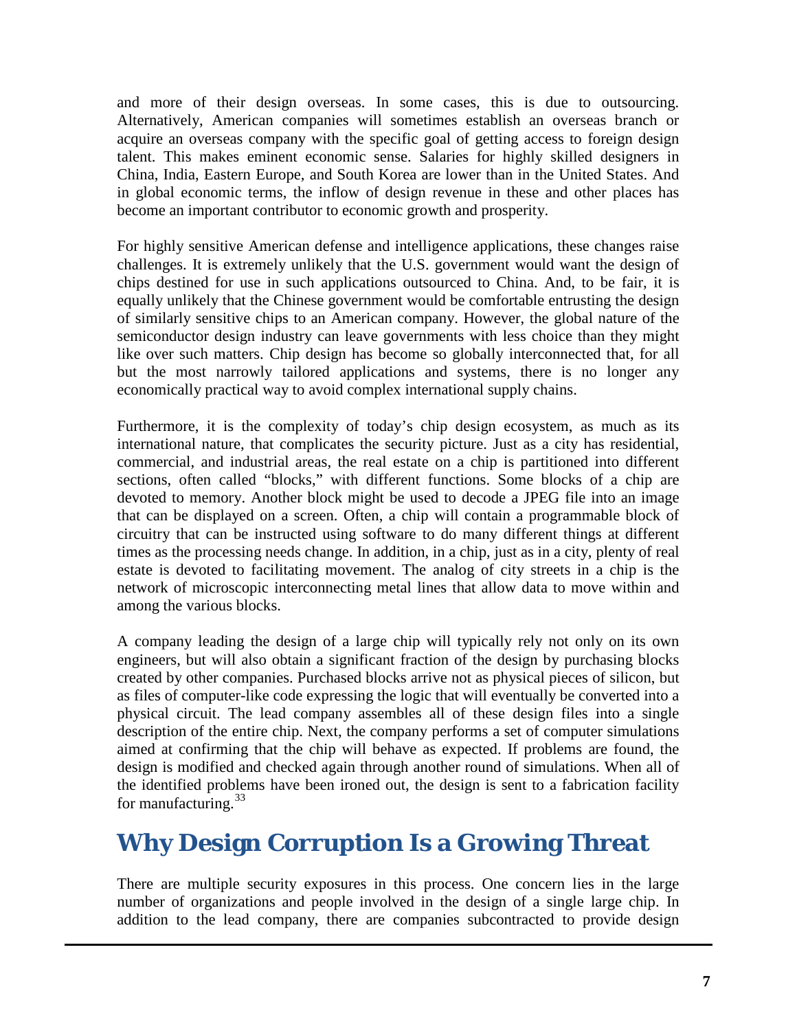and more of their design overseas. In some cases, this is due to outsourcing. Alternatively, American companies will sometimes establish an overseas branch or acquire an overseas company with the specific goal of getting access to foreign design talent. This makes eminent economic sense. Salaries for highly skilled designers in China, India, Eastern Europe, and South Korea are lower than in the United States. And in global economic terms, the inflow of design revenue in these and other places has become an important contributor to economic growth and prosperity.

For highly sensitive American defense and intelligence applications, these changes raise challenges. It is extremely unlikely that the U.S. government would want the design of chips destined for use in such applications outsourced to China. And, to be fair, it is equally unlikely that the Chinese government would be comfortable entrusting the design of similarly sensitive chips to an American company. However, the global nature of the semiconductor design industry can leave governments with less choice than they might like over such matters. Chip design has become so globally interconnected that, for all but the most narrowly tailored applications and systems, there is no longer any economically practical way to avoid complex international supply chains.

Furthermore, it is the complexity of today's chip design ecosystem, as much as its international nature, that complicates the security picture. Just as a city has residential, commercial, and industrial areas, the real estate on a chip is partitioned into different sections, often called "blocks," with different functions. Some blocks of a chip are devoted to memory. Another block might be used to decode a JPEG file into an image that can be displayed on a screen. Often, a chip will contain a programmable block of circuitry that can be instructed using software to do many different things at different times as the processing needs change. In addition, in a chip, just as in a city, plenty of real estate is devoted to facilitating movement. The analog of city streets in a chip is the network of microscopic interconnecting metal lines that allow data to move within and among the various blocks.

A company leading the design of a large chip will typically rely not only on its own engineers, but will also obtain a significant fraction of the design by purchasing blocks created by other companies. Purchased blocks arrive not as physical pieces of silicon, but as files of computer-like code expressing the logic that will eventually be converted into a physical circuit. The lead company assembles all of these design files into a single description of the entire chip. Next, the company performs a set of computer simulations aimed at confirming that the chip will behave as expected. If problems are found, the design is modified and checked again through another round of simulations. When all of the identified problems have been ironed out, the design is sent to a fabrication facility for manufacturing.[33]

## Why Design Corruption Is a Growing Threat

There are multiple security exposures in this process. One concern lies in the large number of organizations and people involved in the design of a single large chip. In addition to the lead company, there are companies subcontracted to provide design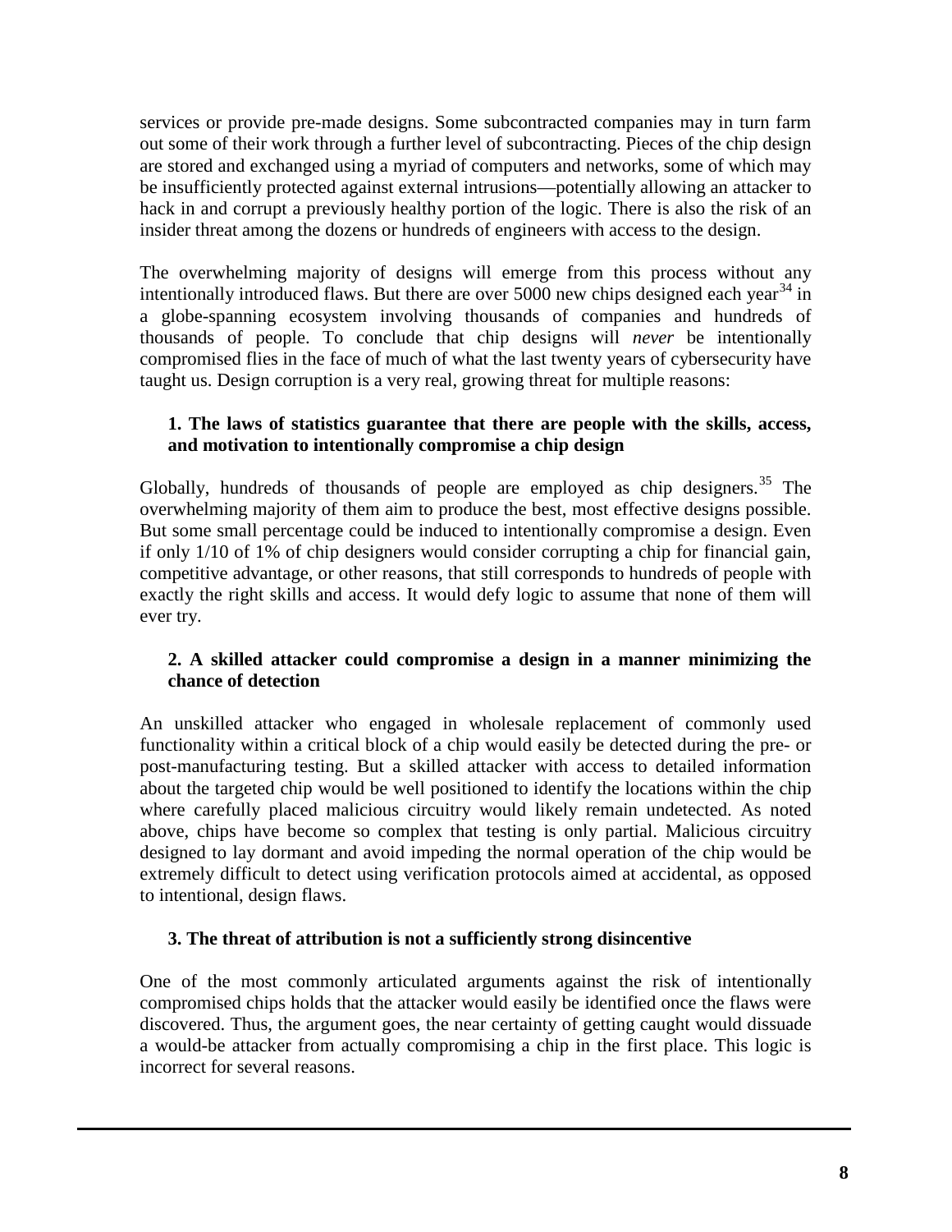services or provide pre-made designs. Some subcontracted companies may in turn farm out some of their work through a further level of subcontracting. Pieces of the chip design are stored and exchanged using a myriad of computers and networks, some of which may be insufficiently protected against external intrusions—potentially allowing an attacker to hack in and corrupt a previously healthy portion of the logic. There is also the risk of an insider threat among the dozens or hundreds of engineers with access to the design.

The overwhelming majority of designs will emerge from this process without any intentionally introduced flaws. But there are over 5000 new chips designed each year[34] in a globe-spanning ecosystem involving thousands of companies and hundreds of thousands of people. To conclude that chip designs will *never* be intentionally compromised flies in the face of much of what the last twenty years of cybersecurity have taught us. Design corruption is a very real, growing threat for multiple reasons:

**1. The laws of statistics guarantee that there are people with the skills, access, and motivation to intentionally compromise a chip design**

Globally, hundreds of thousands of people are employed as chip designers.[35] The overwhelming majority of them aim to produce the best, most effective designs possible. But some small percentage could be induced to intentionally compromise a design. Even if only 1/10 of 1% of chip designers would consider corrupting a chip for financial gain, competitive advantage, or other reasons, that still corresponds to hundreds of people with exactly the right skills and access. It would defy logic to assume that none of them will ever try.

**2. A skilled attacker could compromise a design in a manner minimizing the chance of detection**

An unskilled attacker who engaged in wholesale replacement of commonly used functionality within a critical block of a chip would easily be detected during the pre- or post-manufacturing testing. But a skilled attacker with access to detailed information about the targeted chip would be well positioned to identify the locations within the chip where carefully placed malicious circuitry would likely remain undetected. As noted above, chips have become so complex that testing is only partial. Malicious circuitry designed to lay dormant and avoid impeding the normal operation of the chip would be extremely difficult to detect using verification protocols aimed at accidental, as opposed to intentional, design flaws.

**3. The threat of attribution is not a sufficiently strong disincentive**

One of the most commonly articulated arguments against the risk of intentionally compromised chips holds that the attacker would easily be identified once the flaws were discovered. Thus, the argument goes, the near certainty of getting caught would dissuade a would-be attacker from actually compromising a chip in the first place. This logic is incorrect for several reasons.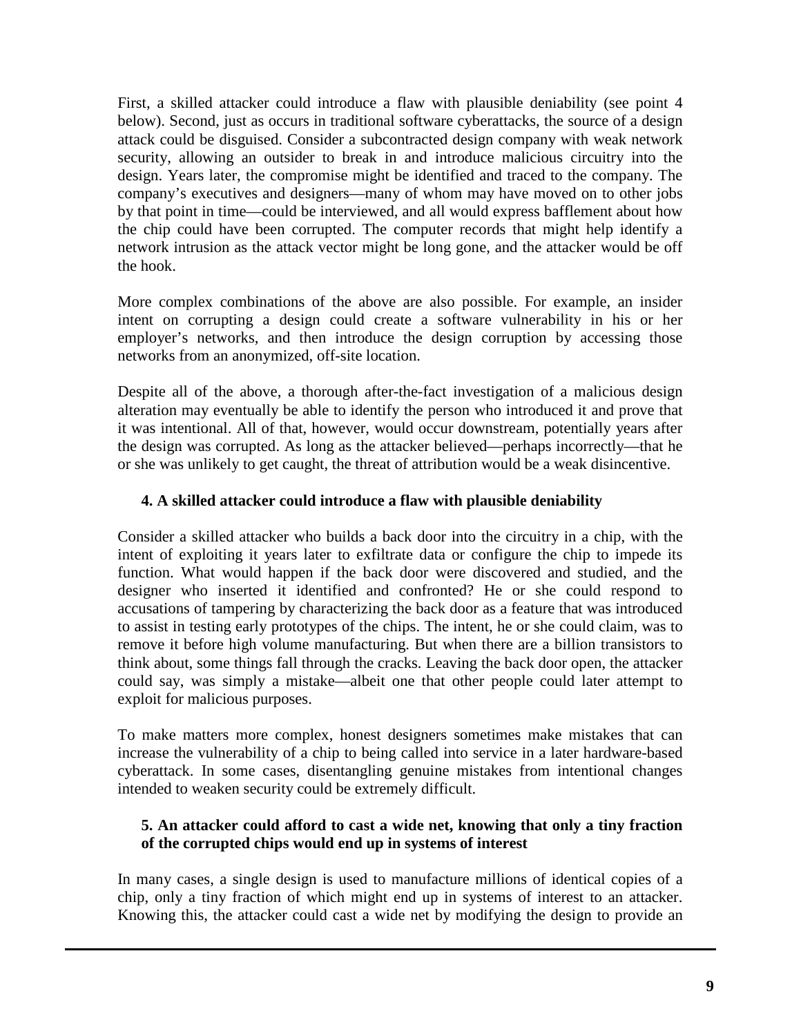First, a skilled attacker could introduce a flaw with plausible deniability (see point 4 below). Second, just as occurs in traditional software cyberattacks, the source of a design attack could be disguised. Consider a subcontracted design company with weak network security, allowing an outsider to break in and introduce malicious circuitry into the design. Years later, the compromise might be identified and traced to the company. The company's executives and designers—many of whom may have moved on to other jobs by that point in time—could be interviewed, and all would express bafflement about how the chip could have been corrupted. The computer records that might help identify a network intrusion as the attack vector might be long gone, and the attacker would be off the hook.

More complex combinations of the above are also possible. For example, an insider intent on corrupting a design could create a software vulnerability in his or her employer's networks, and then introduce the design corruption by accessing those networks from an anonymized, off-site location.

Despite all of the above, a thorough after-the-fact investigation of a malicious design alteration may eventually be able to identify the person who introduced it and prove that it was intentional. All of that, however, would occur downstream, potentially years after the design was corrupted. As long as the attacker believed—perhaps incorrectly—that he or she was unlikely to get caught, the threat of attribution would be a weak disincentive.

**4. A skilled attacker could introduce a flaw with plausible deniability**

Consider a skilled attacker who builds a back door into the circuitry in a chip, with the intent of exploiting it years later to exfiltrate data or configure the chip to impede its function. What would happen if the back door were discovered and studied, and the designer who inserted it identified and confronted? He or she could respond to accusations of tampering by characterizing the back door as a feature that was introduced to assist in testing early prototypes of the chips. The intent, he or she could claim, was to remove it before high volume manufacturing. But when there are a billion transistors to think about, some things fall through the cracks. Leaving the back door open, the attacker could say, was simply a mistake—albeit one that other people could later attempt to exploit for malicious purposes.

To make matters more complex, honest designers sometimes make mistakes that can increase the vulnerability of a chip to being called into service in a later hardware-based cyberattack. In some cases, disentangling genuine mistakes from intentional changes intended to weaken security could be extremely difficult.

**5. An attacker could afford to cast a wide net, knowing that only a tiny fraction of the corrupted chips would end up in systems of interest**

In many cases, a single design is used to manufacture millions of identical copies of a chip, only a tiny fraction of which might end up in systems of interest to an attacker. Knowing this, the attacker could cast a wide net by modifying the design to provide an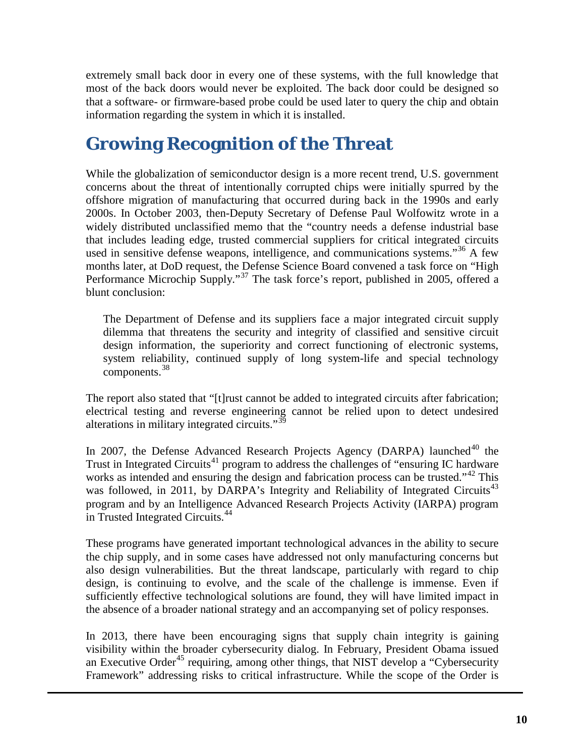extremely small back door in every one of these systems, with the full knowledge that most of the back doors would never be exploited. The back door could be designed so that a software- or firmware-based probe could be used later to query the chip and obtain information regarding the system in which it is installed.

## Growing Recognition of the Threat

While the globalization of semiconductor design is a more recent trend, U.S. government concerns about the threat of intentionally corrupted chips were initially spurred by the offshore migration of manufacturing that occurred during back in the 1990s and early 2000s. In October 2003, then-Deputy Secretary of Defense Paul Wolfowitz wrote in a widely distributed unclassified memo that the "country needs a defense industrial base that includes leading edge, trusted commercial suppliers for critical integrated circuits used in sensitive defense weapons, intelligence, and communications systems."[36] A few months later, at DoD request, the Defense Science Board convened a task force on "High Performance Microchip Supply."[37] The task force's report, published in 2005, offered a blunt conclusion:

> The Department of Defense and its suppliers face a major integrated circuit supply dilemma that threatens the security and integrity of classified and sensitive circuit design information, the superiority and correct functioning of electronic systems, system reliability, continued supply of long system-life and special technology components.[38]

The report also stated that "[t]rust cannot be added to integrated circuits after fabrication; electrical testing and reverse engineering cannot be relied upon to detect undesired alterations in military integrated circuits."[39]

In 2007, the Defense Advanced Research Projects Agency (DARPA) launched[40] the Trust in Integrated Circuits[41] program to address the challenges of "ensuring IC hardware works as intended and ensuring the design and fabrication process can be trusted."[42] This was followed, in 2011, by DARPA's Integrity and Reliability of Integrated Circuits[43] program and by an Intelligence Advanced Research Projects Activity (IARPA) program in Trusted Integrated Circuits.[44]

These programs have generated important technological advances in the ability to secure the chip supply, and in some cases have addressed not only manufacturing concerns but also design vulnerabilities. But the threat landscape, particularly with regard to chip design, is continuing to evolve, and the scale of the challenge is immense. Even if sufficiently effective technological solutions are found, they will have limited impact in the absence of a broader national strategy and an accompanying set of policy responses.

In 2013, there have been encouraging signs that supply chain integrity is gaining visibility within the broader cybersecurity dialog. In February, President Obama issued an Executive Order[45] requiring, among other things, that NIST develop a "Cybersecurity Framework" addressing risks to critical infrastructure. While the scope of the Order is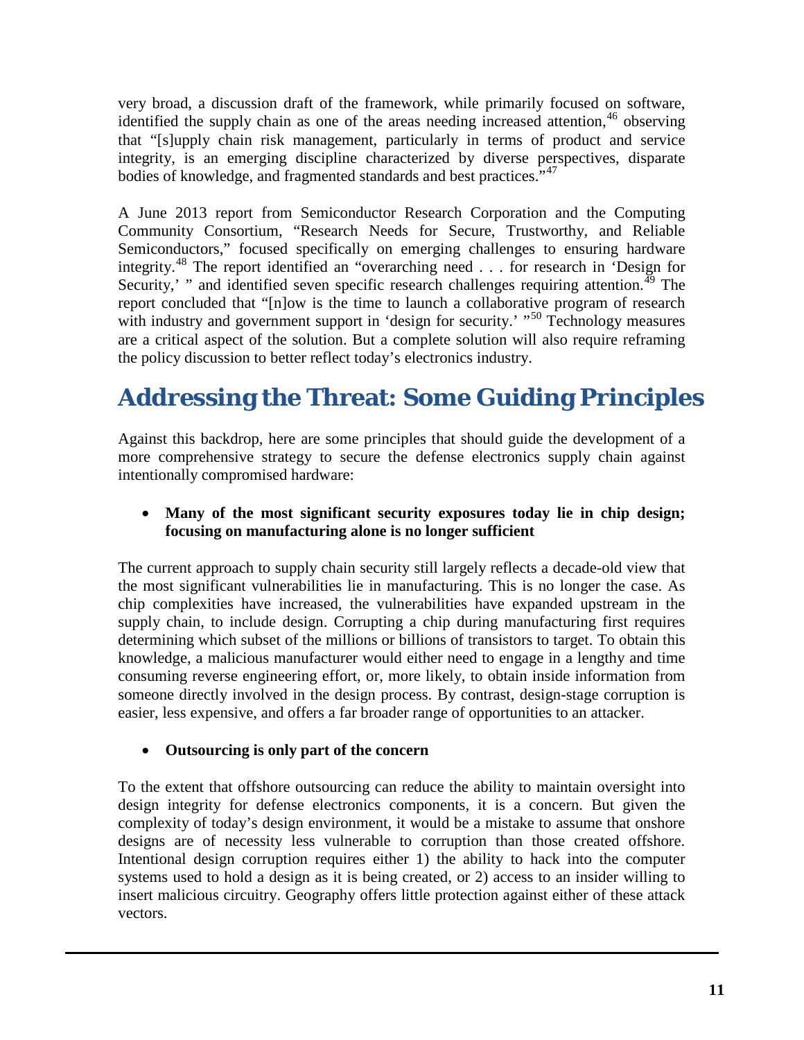very broad, a discussion draft of the framework, while primarily focused on software, identified the supply chain as one of the areas needing increased attention,[46] observing that "[s]upply chain risk management, particularly in terms of product and service integrity, is an emerging discipline characterized by diverse perspectives, disparate bodies of knowledge, and fragmented standards and best practices."[47]

A June 2013 report from Semiconductor Research Corporation and the Computing Community Consortium, "Research Needs for Secure, Trustworthy, and Reliable Semiconductors," focused specifically on emerging challenges to ensuring hardware integrity.[48] The report identified an "overarching need . . . for research in 'Design for Security,' " and identified seven specific research challenges requiring attention.[49] The report concluded that "[n]ow is the time to launch a collaborative program of research with industry and government support in 'design for security.' "[50] Technology measures are a critical aspect of the solution. But a complete solution will also require reframing the policy discussion to better reflect today's electronics industry.

## Addressing the Threat: Some Guiding Principles

Against this backdrop, here are some principles that should guide the development of a more comprehensive strategy to secure the defense electronics supply chain against intentionally compromised hardware:

- **Many of the most significant security exposures today lie in chip design; focusing on manufacturing alone is no longer sufficient**

The current approach to supply chain security still largely reflects a decade-old view that the most significant vulnerabilities lie in manufacturing. This is no longer the case. As chip complexities have increased, the vulnerabilities have expanded upstream in the supply chain, to include design. Corrupting a chip during manufacturing first requires determining which subset of the millions or billions of transistors to target. To obtain this knowledge, a malicious manufacturer would either need to engage in a lengthy and time consuming reverse engineering effort, or, more likely, to obtain inside information from someone directly involved in the design process. By contrast, design-stage corruption is easier, less expensive, and offers a far broader range of opportunities to an attacker.

- **Outsourcing is only part of the concern**

To the extent that offshore outsourcing can reduce the ability to maintain oversight into design integrity for defense electronics components, it is a concern. But given the complexity of today's design environment, it would be a mistake to assume that onshore designs are of necessity less vulnerable to corruption than those created offshore. Intentional design corruption requires either 1) the ability to hack into the computer systems used to hold a design as it is being created, or 2) access to an insider willing to insert malicious circuitry. Geography offers little protection against either of these attack vectors.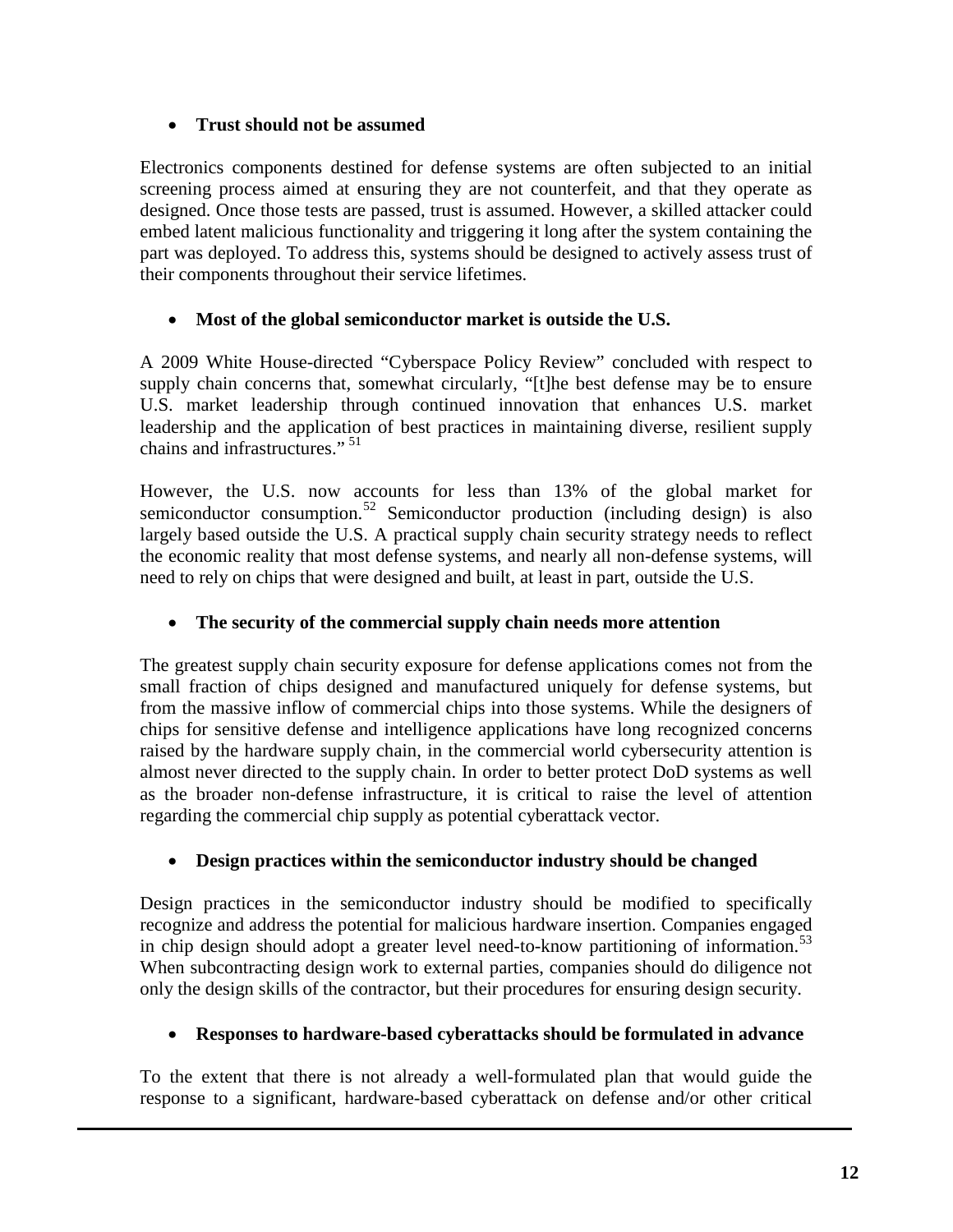- **Trust should not be assumed**

Electronics components destined for defense systems are often subjected to an initial screening process aimed at ensuring they are not counterfeit, and that they operate as designed. Once those tests are passed, trust is assumed. However, a skilled attacker could embed latent malicious functionality and triggering it long after the system containing the part was deployed. To address this, systems should be designed to actively assess trust of their components throughout their service lifetimes.

- **Most of the global semiconductor market is outside the U.S.**

A 2009 White House-directed "Cyberspace Policy Review" concluded with respect to supply chain concerns that, somewhat circularly, "[t]he best defense may be to ensure U.S. market leadership through continued innovation that enhances U.S. market leadership and the application of best practices in maintaining diverse, resilient supply chains and infrastructures." [51]

However, the U.S. now accounts for less than 13% of the global market for semiconductor consumption.[52] Semiconductor production (including design) is also largely based outside the U.S. A practical supply chain security strategy needs to reflect the economic reality that most defense systems, and nearly all non-defense systems, will need to rely on chips that were designed and built, at least in part, outside the U.S.

- **The security of the commercial supply chain needs more attention**

The greatest supply chain security exposure for defense applications comes not from the small fraction of chips designed and manufactured uniquely for defense systems, but from the massive inflow of commercial chips into those systems. While the designers of chips for sensitive defense and intelligence applications have long recognized concerns raised by the hardware supply chain, in the commercial world cybersecurity attention is almost never directed to the supply chain. In order to better protect DoD systems as well as the broader non-defense infrastructure, it is critical to raise the level of attention regarding the commercial chip supply as potential cyberattack vector.

- **Design practices within the semiconductor industry should be changed**

Design practices in the semiconductor industry should be modified to specifically recognize and address the potential for malicious hardware insertion. Companies engaged in chip design should adopt a greater level need-to-know partitioning of information.[53] When subcontracting design work to external parties, companies should do diligence not only the design skills of the contractor, but their procedures for ensuring design security.

- **Responses to hardware-based cyberattacks should be formulated in advance**

To the extent that there is not already a well-formulated plan that would guide the response to a significant, hardware-based cyberattack on defense and/or other critical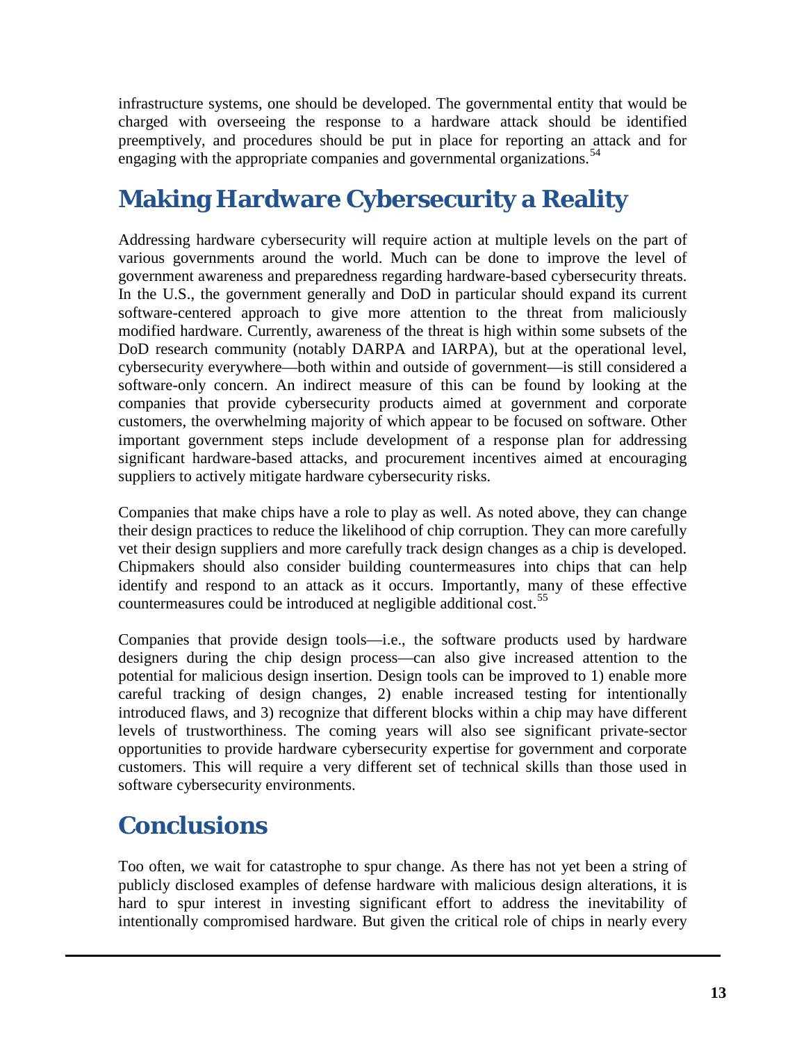infrastructure systems, one should be developed. The governmental entity that would be charged with overseeing the response to a hardware attack should be identified preemptively, and procedures should be put in place for reporting an attack and for engaging with the appropriate companies and governmental organizations.[54]

## Making Hardware Cybersecurity a Reality

Addressing hardware cybersecurity will require action at multiple levels on the part of various governments around the world. Much can be done to improve the level of government awareness and preparedness regarding hardware-based cybersecurity threats. In the U.S., the government generally and DoD in particular should expand its current software-centered approach to give more attention to the threat from maliciously modified hardware. Currently, awareness of the threat is high within some subsets of the DoD research community (notably DARPA and IARPA), but at the operational level, cybersecurity everywhere—both within and outside of government—is still considered a software-only concern. An indirect measure of this can be found by looking at the companies that provide cybersecurity products aimed at government and corporate customers, the overwhelming majority of which appear to be focused on software. Other important government steps include development of a response plan for addressing significant hardware-based attacks, and procurement incentives aimed at encouraging suppliers to actively mitigate hardware cybersecurity risks.

Companies that make chips have a role to play as well. As noted above, they can change their design practices to reduce the likelihood of chip corruption. They can more carefully vet their design suppliers and more carefully track design changes as a chip is developed. Chipmakers should also consider building countermeasures into chips that can help identify and respond to an attack as it occurs. Importantly, many of these effective countermeasures could be introduced at negligible additional cost.[55]

Companies that provide design tools—i.e., the software products used by hardware designers during the chip design process—can also give increased attention to the potential for malicious design insertion. Design tools can be improved to 1) enable more careful tracking of design changes, 2) enable increased testing for intentionally introduced flaws, and 3) recognize that different blocks within a chip may have different levels of trustworthiness. The coming years will also see significant private-sector opportunities to provide hardware cybersecurity expertise for government and corporate customers. This will require a very different set of technical skills than those used in software cybersecurity environments.

## Conclusions

Too often, we wait for catastrophe to spur change. As there has not yet been a string of publicly disclosed examples of defense hardware with malicious design alterations, it is hard to spur interest in investing significant effort to address the inevitability of intentionally compromised hardware. But given the critical role of chips in nearly every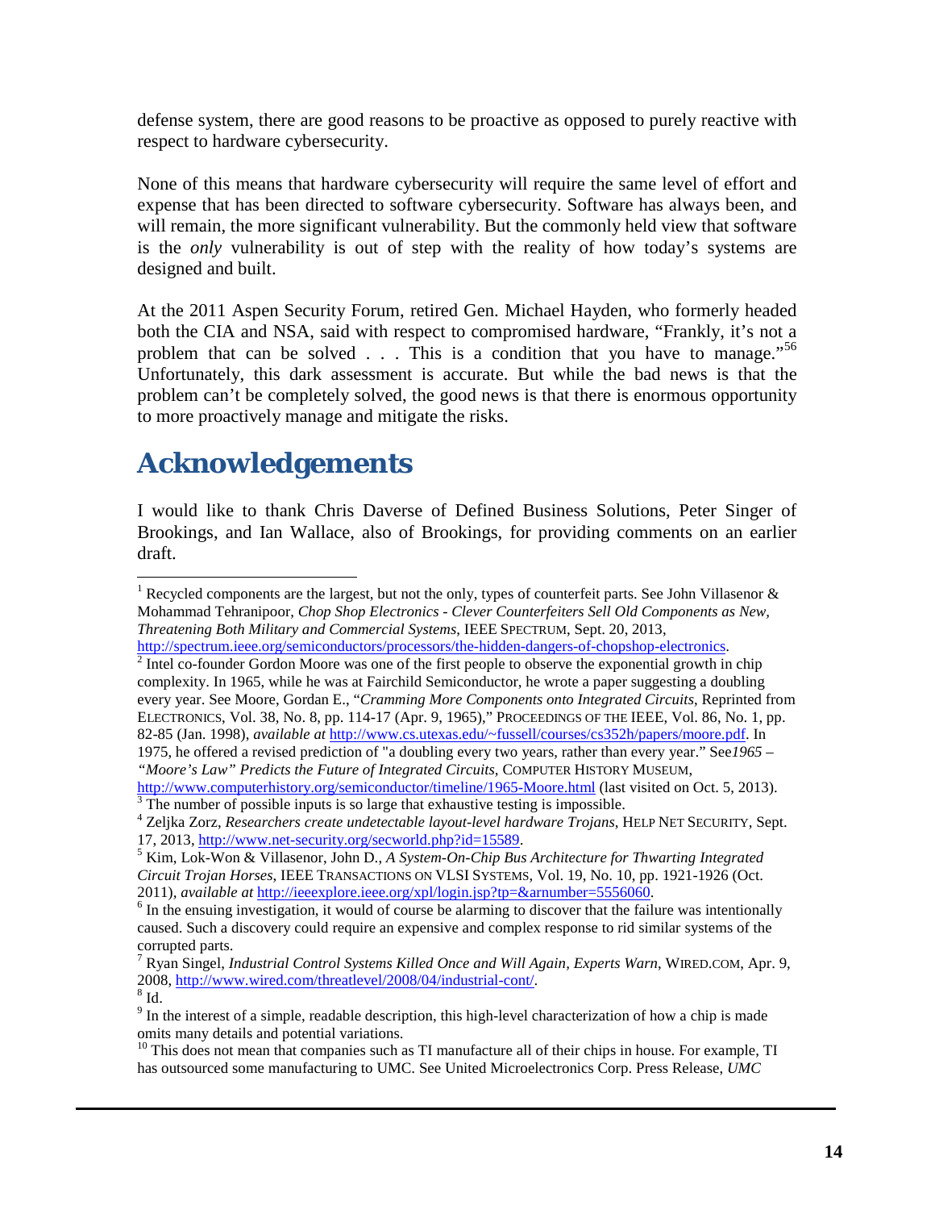defense system, there are good reasons to be proactive as opposed to purely reactive with respect to hardware cybersecurity.

None of this means that hardware cybersecurity will require the same level of effort and expense that has been directed to software cybersecurity. Software has always been, and will remain, the more significant vulnerability. But the commonly held view that software is the *only* vulnerability is out of step with the reality of how today's systems are designed and built.

At the 2011 Aspen Security Forum, retired Gen. Michael Hayden, who formerly headed both the CIA and NSA, said with respect to compromised hardware, "Frankly, it's not a problem that can be solved . . . This is a condition that you have to manage."[56] Unfortunately, this dark assessment is accurate. But while the bad news is that the problem can't be completely solved, the good news is that there is enormous opportunity to more proactively manage and mitigate the risks.

## Acknowledgements

I would like to thank Chris Daverse of Defined Business Solutions, Peter Singer of Brookings, and Ian Wallace, also of Brookings, for providing comments on an earlier draft.

---

[1] Recycled components are the largest, but not the only, types of counterfeit parts. See John Villasenor & Mohammad Tehranipoor, *Chop Shop Electronics - Clever Counterfeiters Sell Old Components as New, Threatening Both Military and Commercial Systems*, IEEE SPECTRUM, Sept. 20, 2013, http://spectrum.ieee.org/semiconductors/processors/the-hidden-dangers-of-chopshop-electronics.

[2] Intel co-founder Gordon Moore was one of the first people to observe the exponential growth in chip complexity. In 1965, while he was at Fairchild Semiconductor, he wrote a paper suggesting a doubling every year. See Moore, Gordan E., "*Cramming More Components onto Integrated Circuits*, Reprinted from ELECTRONICS, Vol. 38, No. 8, pp. 114-17 (Apr. 9, 1965)," PROCEEDINGS OF THE IEEE, Vol. 86, No. 1, pp. 82-85 (Jan. 1998), *available at* http://www.cs.utexas.edu/~fussell/courses/cs352h/papers/moore.pdf. In 1975, he offered a revised prediction of "a doubling every two years, rather than every year." See *1965 – "Moore's Law" Predicts the Future of Integrated Circuits*, COMPUTER HISTORY MUSEUM, http://www.computerhistory.org/semiconductor/timeline/1965-Moore.html (last visited on Oct. 5, 2013).

[3] The number of possible inputs is so large that exhaustive testing is impossible.

[4] Zeljka Zorz, *Researchers create undetectable layout-level hardware Trojans*, HELP NET SECURITY, Sept. 17, 2013, http://www.net-security.org/secworld.php?id=15589.

[5] Kim, Lok-Won & Villasenor, John D., *A System-On-Chip Bus Architecture for Thwarting Integrated Circuit Trojan Horses*, IEEE TRANSACTIONS ON VLSI SYSTEMS, Vol. 19, No. 10, pp. 1921-1926 (Oct. 2011), *available at* http://ieeexplore.ieee.org/xpl/login.jsp?tp=&arnumber=5556060.

[6] In the ensuing investigation, it would of course be alarming to discover that the failure was intentionally caused. Such a discovery could require an expensive and complex response to rid similar systems of the corrupted parts.

[7] Ryan Singel, *Industrial Control Systems Killed Once and Will Again, Experts Warn*, WIRED.COM, Apr. 9, 2008, http://www.wired.com/threatlevel/2008/04/industrial-cont/.

[8] Id.

[9] In the interest of a simple, readable description, this high-level characterization of how a chip is made omits many details and potential variations.

[10] This does not mean that companies such as TI manufacture all of their chips in house. For example, TI has outsourced some manufacturing to UMC. See United Microelectronics Corp. Press Release, *UMC*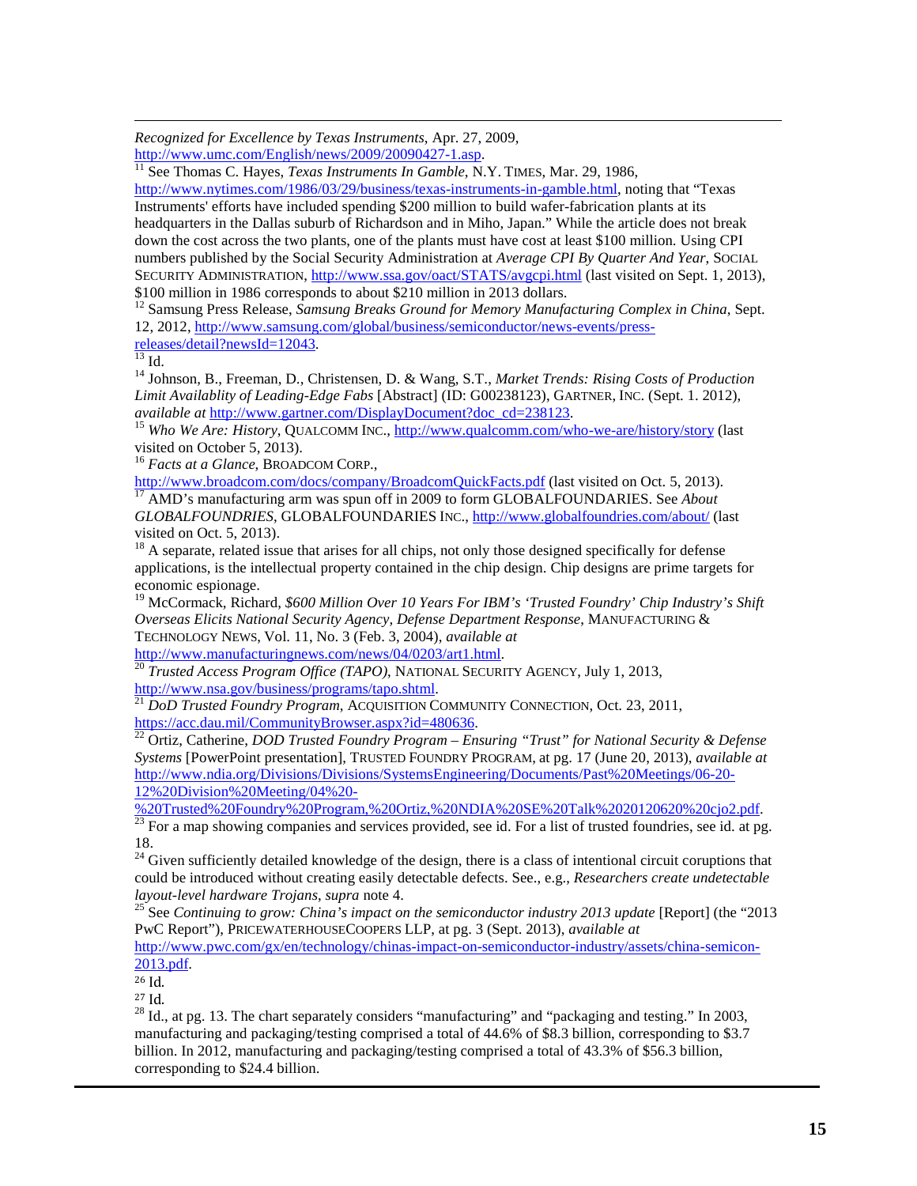*Recognized for Excellence by Texas Instruments*, Apr. 27, 2009, http://www.umc.com/English/news/2009/20090427-1.asp.

[11] See Thomas C. Hayes, *Texas Instruments In Gamble*, N.Y. TIMES, Mar. 29, 1986, http://www.nytimes.com/1986/03/29/business/texas-instruments-in-gamble.html, noting that "Texas Instruments' efforts have included spending $200 million to build wafer-fabrication plants at its headquarters in the Dallas suburb of Richardson and in Miho, Japan." While the article does not break down the cost across the two plants, one of the plants must have cost at least $100 million. Using CPI numbers published by the Social Security Administration at *Average CPI By Quarter And Year*, SOCIAL SECURITY ADMINISTRATION, http://www.ssa.gov/oact/STATS/avgcpi.html (last visited on Sept. 1, 2013), $100 million in 1986 corresponds to about $210 million in 2013 dollars.

[12] Samsung Press Release, *Samsung Breaks Ground for Memory Manufacturing Complex in China*, Sept. 12, 2012, http://www.samsung.com/global/business/semiconductor/news-events/press-releases/detail?newsId=12043.

[13] Id.

[14] Johnson, B., Freeman, D., Christensen, D. & Wang, S.T., *Market Trends: Rising Costs of Production Limit Availablity of Leading-Edge Fabs* [Abstract] (ID: G00238123), GARTNER, INC. (Sept. 1. 2012), *available at* http://www.gartner.com/DisplayDocument?doc_cd=238123.

[15] *Who We Are: History*, QUALCOMM INC., http://www.qualcomm.com/who-we-are/history/story (last visited on October 5, 2013).

[16] *Facts at a Glance*, BROADCOM CORP., http://www.broadcom.com/docs/company/BroadcomQuickFacts.pdf (last visited on Oct. 5, 2013).

[17] AMD's manufacturing arm was spun off in 2009 to form GLOBALFOUNDARIES. See *About GLOBALFOUNDRIES*, GLOBALFOUNDARIES INC., http://www.globalfoundries.com/about/ (last visited on Oct. 5, 2013).

[18] A separate, related issue that arises for all chips, not only those designed specifically for defense applications, is the intellectual property contained in the chip design. Chip designs are prime targets for economic espionage.

[19] McCormack, Richard, *$600 Million Over 10 Years For IBM's 'Trusted Foundry' Chip Industry's Shift Overseas Elicits National Security Agency, Defense Department Response*, MANUFACTURING & TECHNOLOGY NEWS, Vol. 11, No. 3 (Feb. 3, 2004), *available at* http://www.manufacturingnews.com/news/04/0203/art1.html.

[20] *Trusted Access Program Office (TAPO)*, NATIONAL SECURITY AGENCY, July 1, 2013, http://www.nsa.gov/business/programs/tapo.shtml.

[21] *DoD Trusted Foundry Program*, ACQUISITION COMMUNITY CONNECTION, Oct. 23, 2011, https://acc.dau.mil/CommunityBrowser.aspx?id=480636.

[22] Ortiz, Catherine, *DOD Trusted Foundry Program – Ensuring "Trust" for National Security & Defense Systems* [PowerPoint presentation], TRUSTED FOUNDRY PROGRAM, at pg. 17 (June 20, 2013), *available at* http://www.ndia.org/Divisions/Divisions/SystemsEngineering/Documents/Past%20Meetings/06-20-12%20Division%20Meeting/04%20-%20Trusted%20Foundry%20Program,%20Ortiz,%20NDIA%20SE%20Talk%2020120620%20cjo2.pdf.

[23] For a map showing companies and services provided, see id. For a list of trusted foundries, see id. at pg. 18.

[24] Given sufficiently detailed knowledge of the design, there is a class of intentional circuit coruptions that could be introduced without creating easily detectable defects. See., e.g., *Researchers create undetectable layout-level hardware Trojans*, *supra* note 4.

[25] See *Continuing to grow: China's impact on the semiconductor industry 2013 update* [Report] (the "2013 PwC Report"), PRICEWATERHOUSECOOPERS LLP, at pg. 3 (Sept. 2013), *available at* http://www.pwc.com/gx/en/technology/chinas-impact-on-semiconductor-industry/assets/china-semicon-2013.pdf.

[26] Id.

[27] Id.

[28] Id., at pg. 13. The chart separately considers "manufacturing" and "packaging and testing." In 2003, manufacturing and packaging/testing comprised a total of 44.6% of $8.3 billion, corresponding to $3.7 billion. In 2012, manufacturing and packaging/testing comprised a total of 43.3% of $56.3 billion, corresponding to $24.4 billion.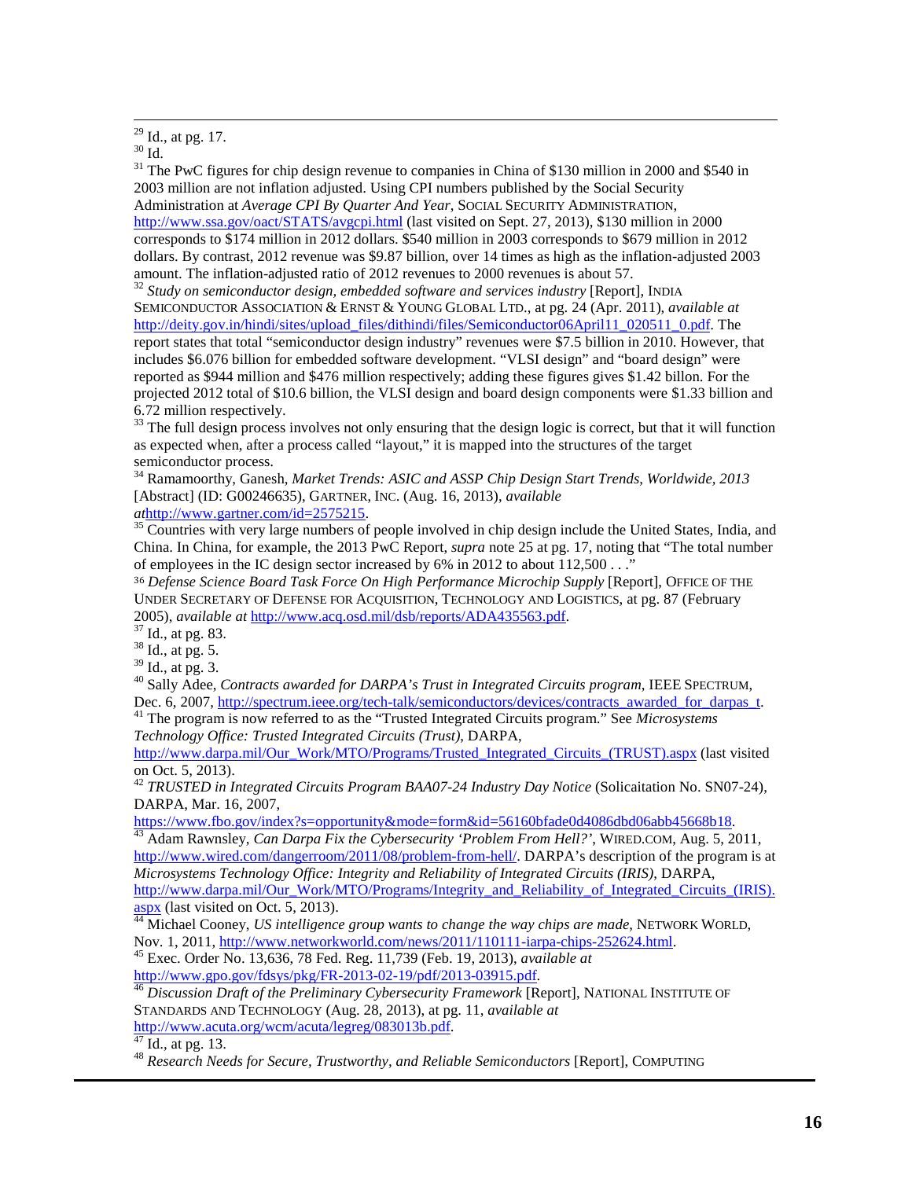[29] Id., at pg. 17.

[30] Id.

[31] The PwC figures for chip design revenue to companies in China of $130 million in 2000 and $540 in 2003 million are not inflation adjusted. Using CPI numbers published by the Social Security Administration at *Average CPI By Quarter And Year*, SOCIAL SECURITY ADMINISTRATION, http://www.ssa.gov/oact/STATS/avgcpi.html (last visited on Sept. 27, 2013), $130 million in 2000 corresponds to $174 million in 2012 dollars. $540 million in 2003 corresponds to $679 million in 2012 dollars. By contrast, 2012 revenue was $9.87 billion, over 14 times as high as the inflation-adjusted 2003 amount. The inflation-adjusted ratio of 2012 revenues to 2000 revenues is about 57.

[32] *Study on semiconductor design, embedded software and services industry* [Report], INDIA SEMICONDUCTOR ASSOCIATION & ERNST & YOUNG GLOBAL LTD., at pg. 24 (Apr. 2011), *available at* http://deity.gov.in/hindi/sites/upload_files/dithindi/files/Semiconductor06April11_020511_0.pdf. The report states that total "semiconductor design industry" revenues were $7.5 billion in 2010. However, that includes $6.076 billion for embedded software development. "VLSI design" and "board design" were reported as $944 million and $476 million respectively; adding these figures gives $1.42 billon. For the projected 2012 total of $10.6 billion, the VLSI design and board design components were $1.33 billion and 6.72 million respectively.

[33] The full design process involves not only ensuring that the design logic is correct, but that it will function as expected when, after a process called "layout," it is mapped into the structures of the target semiconductor process.

[34] Ramamoorthy, Ganesh, *Market Trends: ASIC and ASSP Chip Design Start Trends, Worldwide, 2013* [Abstract] (ID: G00246635), GARTNER, INC. (Aug. 16, 2013), *available at*http://www.gartner.com/id=2575215.

[35] Countries with very large numbers of people involved in chip design include the United States, India, and China. In China, for example, the 2013 PwC Report, *supra* note 25 at pg. 17, noting that "The total number of employees in the IC design sector increased by 6% in 2012 to about 112,500 . . ."

[36] *Defense Science Board Task Force On High Performance Microchip Supply* [Report], OFFICE OF THE UNDER SECRETARY OF DEFENSE FOR ACQUISITION, TECHNOLOGY AND LOGISTICS, at pg. 87 (February 2005), *available at* http://www.acq.osd.mil/dsb/reports/ADA435563.pdf.

[37] Id., at pg. 83.

[38] Id., at pg. 5.

[39] Id., at pg. 3.

[40] Sally Adee, *Contracts awarded for DARPA's Trust in Integrated Circuits program*, IEEE SPECTRUM, Dec. 6, 2007, http://spectrum.ieee.org/tech-talk/semiconductors/devices/contracts_awarded_for_darpas_t.

[41] The program is now referred to as the "Trusted Integrated Circuits program." See *Microsystems Technology Office: Trusted Integrated Circuits (Trust)*, DARPA, http://www.darpa.mil/Our_Work/MTO/Programs/Trusted_Integrated_Circuits_(TRUST).aspx (last visited on Oct. 5, 2013).

[42] *TRUSTED in Integrated Circuits Program BAA07-24 Industry Day Notice* (Solicaitation No. SN07-24), DARPA, Mar. 16, 2007, https://www.fbo.gov/index?s=opportunity&mode=form&id=56160bfade0d4086dbd06abb45668b18.

[43] Adam Rawnsley, *Can Darpa Fix the Cybersecurity 'Problem From Hell?'*, WIRED.COM, Aug. 5, 2011, http://www.wired.com/dangerroom/2011/08/problem-from-hell/. DARPA's description of the program is at *Microsystems Technology Office: Integrity and Reliability of Integrated Circuits (IRIS)*, DARPA, http://www.darpa.mil/Our_Work/MTO/Programs/Integrity_and_Reliability_of_Integrated_Circuits_(IRIS).aspx (last visited on Oct. 5, 2013).

[44] Michael Cooney, *US intelligence group wants to change the way chips are made*, NETWORK WORLD, Nov. 1, 2011, http://www.networkworld.com/news/2011/110111-iarpa-chips-252624.html.

[45] Exec. Order No. 13,636, 78 Fed. Reg. 11,739 (Feb. 19, 2013), *available at* http://www.gpo.gov/fdsys/pkg/FR-2013-02-19/pdf/2013-03915.pdf.

[46] *Discussion Draft of the Preliminary Cybersecurity Framework* [Report], NATIONAL INSTITUTE OF STANDARDS AND TECHNOLOGY (Aug. 28, 2013), at pg. 11, *available at* http://www.acuta.org/wcm/acuta/legreg/083013b.pdf.

[47] Id., at pg. 13.

[48] *Research Needs for Secure, Trustworthy, and Reliable Semiconductors* [Report], COMPUTING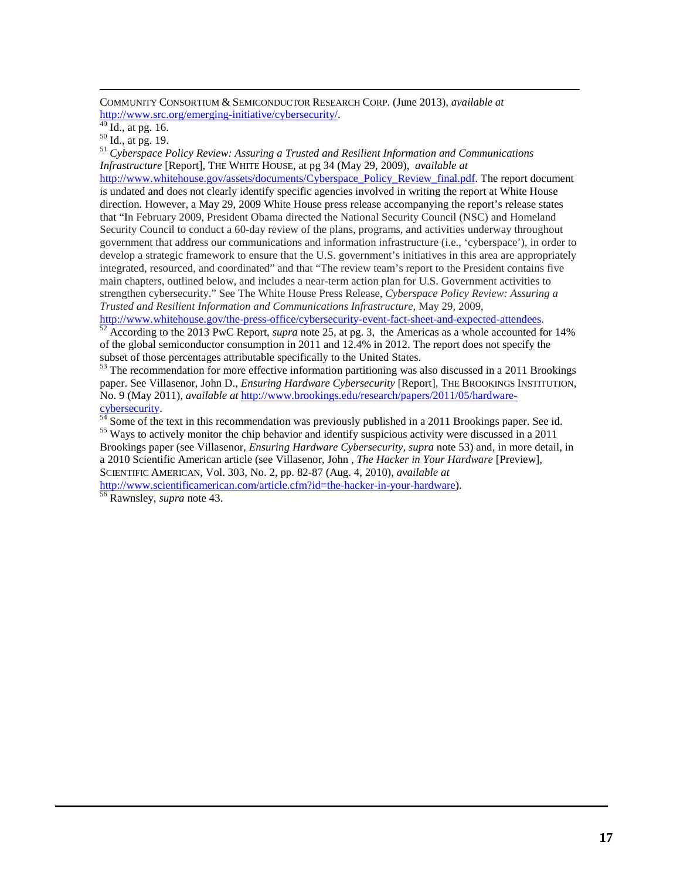COMMUNITY CONSORTIUM & SEMICONDUCTOR RESEARCH CORP. (June 2013), *available at* http://www.src.org/emerging-initiative/cybersecurity/.

[49] Id., at pg. 16.

[50] Id., at pg. 19.

[51] *Cyberspace Policy Review: Assuring a Trusted and Resilient Information and Communications Infrastructure* [Report], THE WHITE HOUSE, at pg 34 (May 29, 2009), *available at* http://www.whitehouse.gov/assets/documents/Cyberspace_Policy_Review_final.pdf. The report document is undated and does not clearly identify specific agencies involved in writing the report at White House direction. However, a May 29, 2009 White House press release accompanying the report's release states that "In February 2009, President Obama directed the National Security Council (NSC) and Homeland Security Council to conduct a 60-day review of the plans, programs, and activities underway throughout government that address our communications and information infrastructure (i.e., 'cyberspace'), in order to develop a strategic framework to ensure that the U.S. government's initiatives in this area are appropriately integrated, resourced, and coordinated" and that "The review team's report to the President contains five main chapters, outlined below, and includes a near-term action plan for U.S. Government activities to strengthen cybersecurity." See The White House Press Release, *Cyberspace Policy Review: Assuring a Trusted and Resilient Information and Communications Infrastructure*, May 29, 2009, http://www.whitehouse.gov/the-press-office/cybersecurity-event-fact-sheet-and-expected-attendees.

[52] According to the 2013 PwC Report, *supra* note 25, at pg. 3, the Americas as a whole accounted for 14% of the global semiconductor consumption in 2011 and 12.4% in 2012. The report does not specify the subset of those percentages attributable specifically to the United States.

[53] The recommendation for more effective information partitioning was also discussed in a 2011 Brookings paper. See Villasenor, John D., *Ensuring Hardware Cybersecurity* [Report], THE BROOKINGS INSTITUTION, No. 9 (May 2011), *available at* http://www.brookings.edu/research/papers/2011/05/hardware-cybersecurity.

[54] Some of the text in this recommendation was previously published in a 2011 Brookings paper. See id.

[55] Ways to actively monitor the chip behavior and identify suspicious activity were discussed in a 2011 Brookings paper (see Villasenor, *Ensuring Hardware Cybersecurity, supra* note 53) and, in more detail, in a 2010 Scientific American article (see Villasenor, John , *The Hacker in Your Hardware* [Preview], SCIENTIFIC AMERICAN, Vol. 303, No. 2, pp. 82-87 (Aug. 4, 2010), *available at* http://www.scientificamerican.com/article.cfm?id=the-hacker-in-your-hardware).

[56] Rawnsley, *supra* note 43.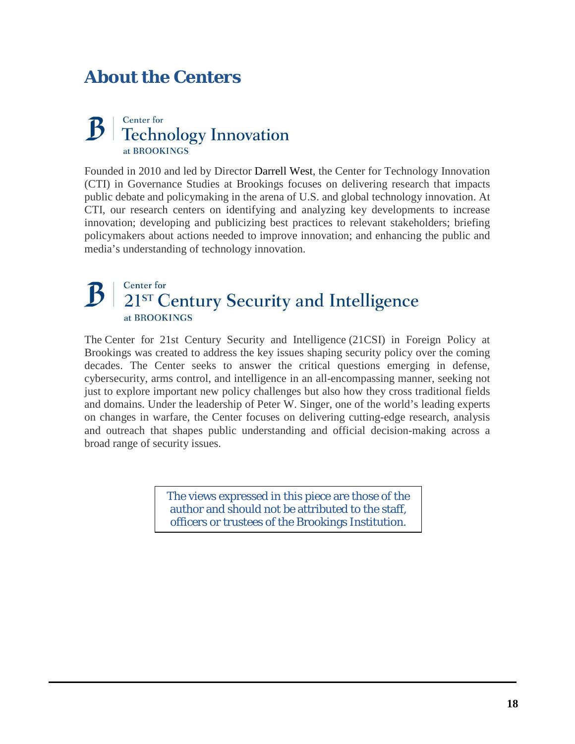# About the Centers

Center for
Technology Innovation
at BROOKINGS

Founded in 2010 and led by Director Darrell West, the Center for Technology Innovation (CTI) in Governance Studies at Brookings focuses on delivering research that impacts public debate and policymaking in the arena of U.S. and global technology innovation. At CTI, our research centers on identifying and analyzing key developments to increase innovation; developing and publicizing best practices to relevant stakeholders; briefing policymakers about actions needed to improve innovation; and enhancing the public and media's understanding of technology innovation.

Center for
21ST Century Security and Intelligence
at BROOKINGS

The Center for 21st Century Security and Intelligence (21CSI) in Foreign Policy at Brookings was created to address the key issues shaping security policy over the coming decades. The Center seeks to answer the critical questions emerging in defense, cybersecurity, arms control, and intelligence in an all-encompassing manner, seeking not just to explore important new policy challenges but also how they cross traditional fields and domains. Under the leadership of Peter W. Singer, one of the world's leading experts on changes in warfare, the Center focuses on delivering cutting-edge research, analysis and outreach that shapes public understanding and official decision-making across a broad range of security issues.

The views expressed in this piece are those of the author and should not be attributed to the staff, officers or trustees of the Brookings Institution.